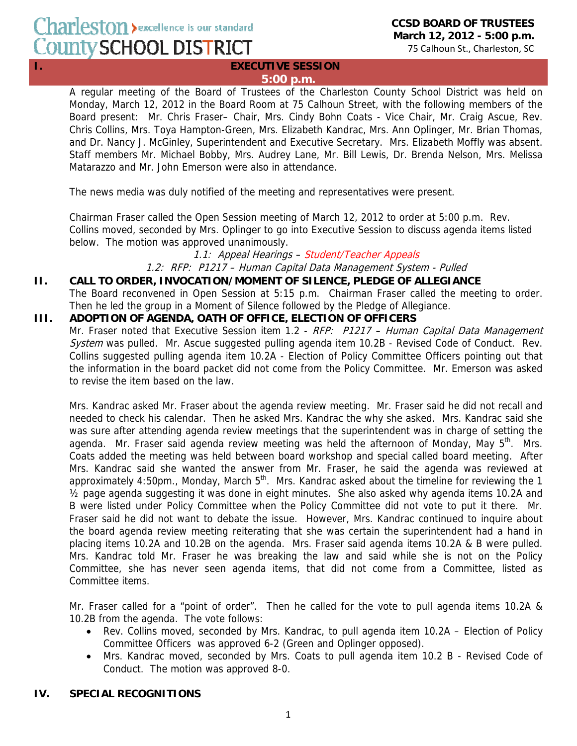Charleston > excellence is our standard
County SCHOOL DISTRICT

**CCSD BOARD OF TRUSTEES**
**March 12, 2012 - 5:00 p.m.**
75 Calhoun St., Charleston, SC

## I. EXECUTIVE SESSION
**5:00 p.m.**

A regular meeting of the Board of Trustees of the Charleston County School District was held on Monday, March 12, 2012 in the Board Room at 75 Calhoun Street, with the following members of the Board present: Mr. Chris Fraser– Chair, Mrs. Cindy Bohn Coats - Vice Chair, Mr. Craig Ascue, Rev. Chris Collins, Mrs. Toya Hampton-Green, Mrs. Elizabeth Kandrac, Mrs. Ann Oplinger, Mr. Brian Thomas, and Dr. Nancy J. McGinley, Superintendent and Executive Secretary. Mrs. Elizabeth Moffly was absent. Staff members Mr. Michael Bobby, Mrs. Audrey Lane, Mr. Bill Lewis, Dr. Brenda Nelson, Mrs. Melissa Matarazzo and Mr. John Emerson were also in attendance.

The news media was duly notified of the meeting and representatives were present.

Chairman Fraser called the Open Session meeting of March 12, 2012 to order at 5:00 p.m. Rev. Collins moved, seconded by Mrs. Oplinger to go into Executive Session to discuss agenda items listed below. The motion was approved unanimously.

*1.1: Appeal Hearings – Student/Teacher Appeals*
*1.2: RFP: P1217 – Human Capital Data Management System - Pulled*

## II. CALL TO ORDER, INVOCATION/MOMENT OF SILENCE, PLEDGE OF ALLEGIANCE

The Board reconvened in Open Session at 5:15 p.m. Chairman Fraser called the meeting to order. Then he led the group in a Moment of Silence followed by the Pledge of Allegiance.

## III. ADOPTION OF AGENDA, OATH OF OFFICE, ELECTION OF OFFICERS

Mr. Fraser noted that Executive Session item 1.2 - *RFP: P1217 – Human Capital Data Management System* was pulled. Mr. Ascue suggested pulling agenda item 10.2B - Revised Code of Conduct. Rev. Collins suggested pulling agenda item 10.2A - Election of Policy Committee Officers pointing out that the information in the board packet did not come from the Policy Committee. Mr. Emerson was asked to revise the item based on the law.

Mrs. Kandrac asked Mr. Fraser about the agenda review meeting. Mr. Fraser said he did not recall and needed to check his calendar. Then he asked Mrs. Kandrac the why she asked. Mrs. Kandrac said she was sure after attending agenda review meetings that the superintendent was in charge of setting the agenda. Mr. Fraser said agenda review meeting was held the afternoon of Monday, May 5th. Mrs. Coats added the meeting was held between board workshop and special called board meeting. After Mrs. Kandrac said she wanted the answer from Mr. Fraser, he said the agenda was reviewed at approximately 4:50pm., Monday, March 5th. Mrs. Kandrac asked about the timeline for reviewing the 1 ½ page agenda suggesting it was done in eight minutes. She also asked why agenda items 10.2A and B were listed under Policy Committee when the Policy Committee did not vote to put it there. Mr. Fraser said he did not want to debate the issue. However, Mrs. Kandrac continued to inquire about the board agenda review meeting reiterating that she was certain the superintendent had a hand in placing items 10.2A and 10.2B on the agenda. Mrs. Fraser said agenda items 10.2A & B were pulled. Mrs. Kandrac told Mr. Fraser he was breaking the law and said while she is not on the Policy Committee, she has never seen agenda items, that did not come from a Committee, listed as Committee items.

Mr. Fraser called for a "point of order". Then he called for the vote to pull agenda items 10.2A & 10.2B from the agenda. The vote follows:

- Rev. Collins moved, seconded by Mrs. Kandrac, to pull agenda item 10.2A – Election of Policy Committee Officers was approved 6-2 (Green and Oplinger opposed).
- Mrs. Kandrac moved, seconded by Mrs. Coats to pull agenda item 10.2 B - Revised Code of Conduct. The motion was approved 8-0.

## IV. SPECIAL RECOGNITIONS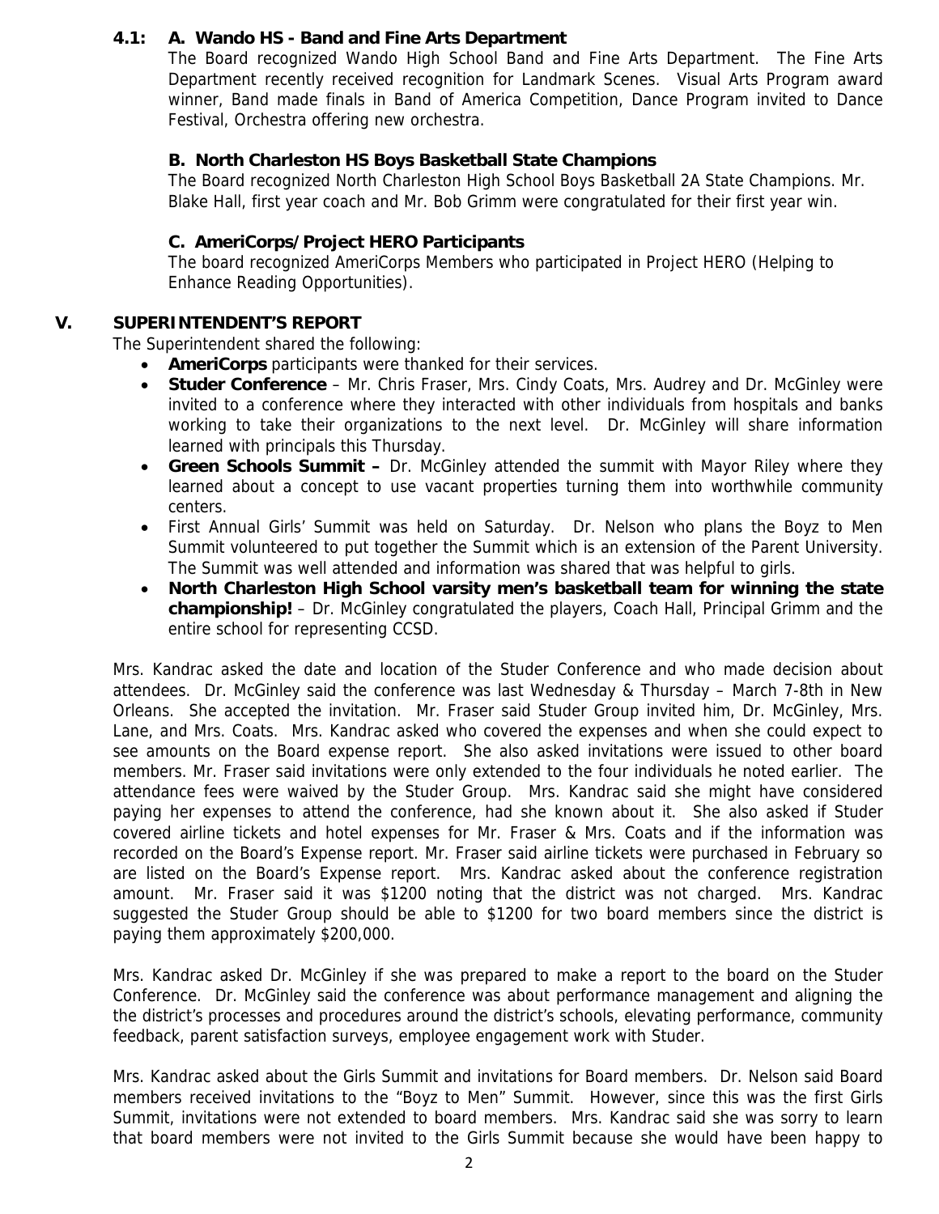**4.1: A. Wando HS - Band and Fine Arts Department**

The Board recognized Wando High School Band and Fine Arts Department. The Fine Arts Department recently received recognition for Landmark Scenes. Visual Arts Program award winner, Band made finals in Band of America Competition, Dance Program invited to Dance Festival, Orchestra offering new orchestra.

**B. North Charleston HS Boys Basketball State Champions**

The Board recognized North Charleston High School Boys Basketball 2A State Champions. Mr. Blake Hall, first year coach and Mr. Bob Grimm were congratulated for their first year win.

**C. AmeriCorps/Project HERO Participants**

The board recognized AmeriCorps Members who participated in Project HERO (Helping to Enhance Reading Opportunities).

## V. SUPERINTENDENT'S REPORT

The Superintendent shared the following:

- **AmeriCorps** participants were thanked for their services.
- **Studer Conference** – Mr. Chris Fraser, Mrs. Cindy Coats, Mrs. Audrey and Dr. McGinley were invited to a conference where they interacted with other individuals from hospitals and banks working to take their organizations to the next level. Dr. McGinley will share information learned with principals this Thursday.
- **Green Schools Summit –** Dr. McGinley attended the summit with Mayor Riley where they learned about a concept to use vacant properties turning them into worthwhile community centers.
- First Annual Girls' Summit was held on Saturday. Dr. Nelson who plans the Boyz to Men Summit volunteered to put together the Summit which is an extension of the Parent University. The Summit was well attended and information was shared that was helpful to girls.
- **North Charleston High School varsity men's basketball team for winning the state championship!** – Dr. McGinley congratulated the players, Coach Hall, Principal Grimm and the entire school for representing CCSD.

Mrs. Kandrac asked the date and location of the Studer Conference and who made decision about attendees. Dr. McGinley said the conference was last Wednesday & Thursday – March 7-8th in New Orleans. She accepted the invitation. Mr. Fraser said Studer Group invited him, Dr. McGinley, Mrs. Lane, and Mrs. Coats. Mrs. Kandrac asked who covered the expenses and when she could expect to see amounts on the Board expense report. She also asked invitations were issued to other board members. Mr. Fraser said invitations were only extended to the four individuals he noted earlier. The attendance fees were waived by the Studer Group. Mrs. Kandrac said she might have considered paying her expenses to attend the conference, had she known about it. She also asked if Studer covered airline tickets and hotel expenses for Mr. Fraser & Mrs. Coats and if the information was recorded on the Board's Expense report. Mr. Fraser said airline tickets were purchased in February so are listed on the Board's Expense report. Mrs. Kandrac asked about the conference registration amount. Mr. Fraser said it was $1200 noting that the district was not charged. Mrs. Kandrac suggested the Studer Group should be able to $1200 for two board members since the district is paying them approximately $200,000.

Mrs. Kandrac asked Dr. McGinley if she was prepared to make a report to the board on the Studer Conference. Dr. McGinley said the conference was about performance management and aligning the the district's processes and procedures around the district's schools, elevating performance, community feedback, parent satisfaction surveys, employee engagement work with Studer.

Mrs. Kandrac asked about the Girls Summit and invitations for Board members. Dr. Nelson said Board members received invitations to the "Boyz to Men" Summit. However, since this was the first Girls Summit, invitations were not extended to board members. Mrs. Kandrac said she was sorry to learn that board members were not invited to the Girls Summit because she would have been happy to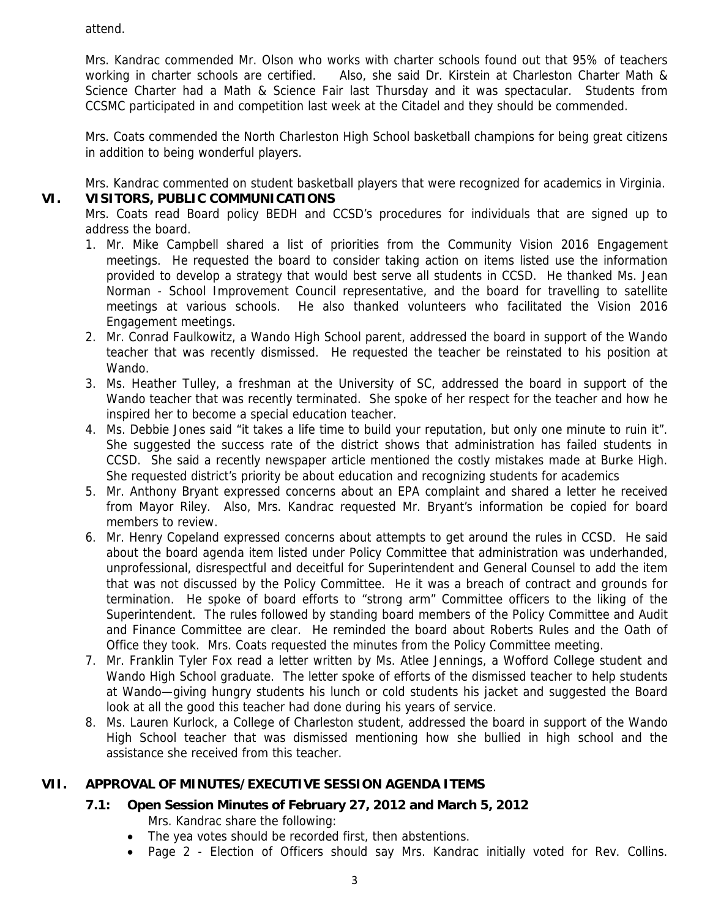attend.

Mrs. Kandrac commended Mr. Olson who works with charter schools found out that 95% of teachers working in charter schools are certified. Also, she said Dr. Kirstein at Charleston Charter Math & Science Charter had a Math & Science Fair last Thursday and it was spectacular. Students from CCSMC participated in and competition last week at the Citadel and they should be commended.

Mrs. Coats commended the North Charleston High School basketball champions for being great citizens in addition to being wonderful players.

Mrs. Kandrac commented on student basketball players that were recognized for academics in Virginia.

## VI. VISITORS, PUBLIC COMMUNICATIONS

Mrs. Coats read Board policy BEDH and CCSD's procedures for individuals that are signed up to address the board.

1. Mr. Mike Campbell shared a list of priorities from the Community Vision 2016 Engagement meetings. He requested the board to consider taking action on items listed use the information provided to develop a strategy that would best serve all students in CCSD. He thanked Ms. Jean Norman - School Improvement Council representative, and the board for travelling to satellite meetings at various schools. He also thanked volunteers who facilitated the Vision 2016 Engagement meetings.
2. Mr. Conrad Faulkowitz, a Wando High School parent, addressed the board in support of the Wando teacher that was recently dismissed. He requested the teacher be reinstated to his position at Wando.
3. Ms. Heather Tulley, a freshman at the University of SC, addressed the board in support of the Wando teacher that was recently terminated. She spoke of her respect for the teacher and how he inspired her to become a special education teacher.
4. Ms. Debbie Jones said "it takes a life time to build your reputation, but only one minute to ruin it". She suggested the success rate of the district shows that administration has failed students in CCSD. She said a recently newspaper article mentioned the costly mistakes made at Burke High. She requested district's priority be about education and recognizing students for academics
5. Mr. Anthony Bryant expressed concerns about an EPA complaint and shared a letter he received from Mayor Riley. Also, Mrs. Kandrac requested Mr. Bryant's information be copied for board members to review.
6. Mr. Henry Copeland expressed concerns about attempts to get around the rules in CCSD. He said about the board agenda item listed under Policy Committee that administration was underhanded, unprofessional, disrespectful and deceitful for Superintendent and General Counsel to add the item that was not discussed by the Policy Committee. He it was a breach of contract and grounds for termination. He spoke of board efforts to "strong arm" Committee officers to the liking of the Superintendent. The rules followed by standing board members of the Policy Committee and Audit and Finance Committee are clear. He reminded the board about Roberts Rules and the Oath of Office they took. Mrs. Coats requested the minutes from the Policy Committee meeting.
7. Mr. Franklin Tyler Fox read a letter written by Ms. Atlee Jennings, a Wofford College student and Wando High School graduate. The letter spoke of efforts of the dismissed teacher to help students at Wando—giving hungry students his lunch or cold students his jacket and suggested the Board look at all the good this teacher had done during his years of service.
8. Ms. Lauren Kurlock, a College of Charleston student, addressed the board in support of the Wando High School teacher that was dismissed mentioning how she bullied in high school and the assistance she received from this teacher.

## VII. APPROVAL OF MINUTES/EXECUTIVE SESSION AGENDA ITEMS

### 7.1: Open Session Minutes of February 27, 2012 and March 5, 2012

Mrs. Kandrac share the following:

- The yea votes should be recorded first, then abstentions.
- Page 2 - Election of Officers should say Mrs. Kandrac initially voted for Rev. Collins.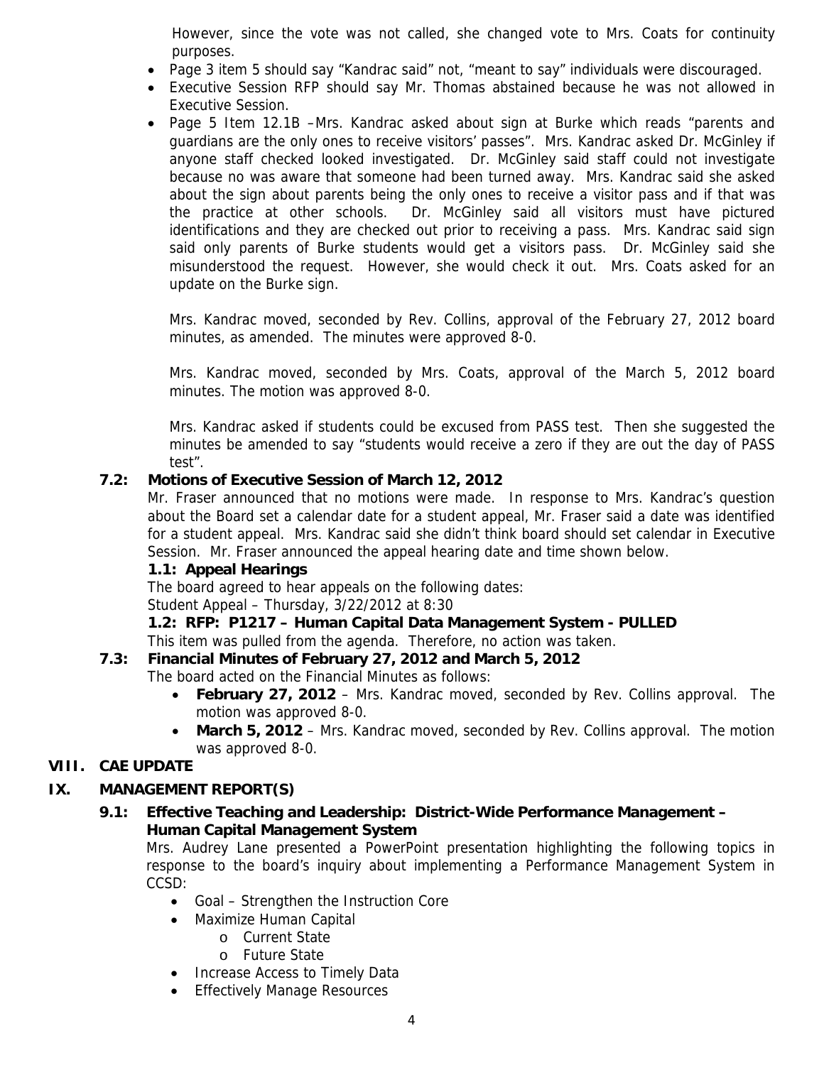However, since the vote was not called, she changed vote to Mrs. Coats for continuity purposes.

- Page 3 item 5 should say "Kandrac said" not, "meant to say" individuals were discouraged.
- Executive Session RFP should say Mr. Thomas abstained because he was not allowed in Executive Session.
- Page 5 Item 12.1B –Mrs. Kandrac asked about sign at Burke which reads "parents and guardians are the only ones to receive visitors' passes". Mrs. Kandrac asked Dr. McGinley if anyone staff checked looked investigated. Dr. McGinley said staff could not investigate because no was aware that someone had been turned away. Mrs. Kandrac said she asked about the sign about parents being the only ones to receive a visitor pass and if that was the practice at other schools. Dr. McGinley said all visitors must have pictured identifications and they are checked out prior to receiving a pass. Mrs. Kandrac said sign said only parents of Burke students would get a visitors pass. Dr. McGinley said she misunderstood the request. However, she would check it out. Mrs. Coats asked for an update on the Burke sign.

Mrs. Kandrac moved, seconded by Rev. Collins, approval of the February 27, 2012 board minutes, as amended. The minutes were approved 8-0.

Mrs. Kandrac moved, seconded by Mrs. Coats, approval of the March 5, 2012 board minutes. The motion was approved 8-0.

Mrs. Kandrac asked if students could be excused from PASS test. Then she suggested the minutes be amended to say "students would receive a zero if they are out the day of PASS test".

### 7.2: Motions of Executive Session of March 12, 2012

Mr. Fraser announced that no motions were made. In response to Mrs. Kandrac's question about the Board set a calendar date for a student appeal, Mr. Fraser said a date was identified for a student appeal. Mrs. Kandrac said she didn't think board should set calendar in Executive Session. Mr. Fraser announced the appeal hearing date and time shown below.

**1.1: Appeal Hearings**

The board agreed to hear appeals on the following dates:
Student Appeal – Thursday, 3/22/2012 at 8:30

**1.2: RFP: P1217 – Human Capital Data Management System - PULLED**

This item was pulled from the agenda. Therefore, no action was taken.

### 7.3: Financial Minutes of February 27, 2012 and March 5, 2012

The board acted on the Financial Minutes as follows:

- **February 27, 2012** – Mrs. Kandrac moved, seconded by Rev. Collins approval. The motion was approved 8-0.
- **March 5, 2012** – Mrs. Kandrac moved, seconded by Rev. Collins approval. The motion was approved 8-0.

## VIII. CAE UPDATE

## IX. MANAGEMENT REPORT(S)

### 9.1: Effective Teaching and Leadership: District-Wide Performance Management – Human Capital Management System

Mrs. Audrey Lane presented a PowerPoint presentation highlighting the following topics in response to the board's inquiry about implementing a Performance Management System in CCSD:

- Goal – Strengthen the Instruction Core
- Maximize Human Capital
  - Current State
  - Future State
- Increase Access to Timely Data
- Effectively Manage Resources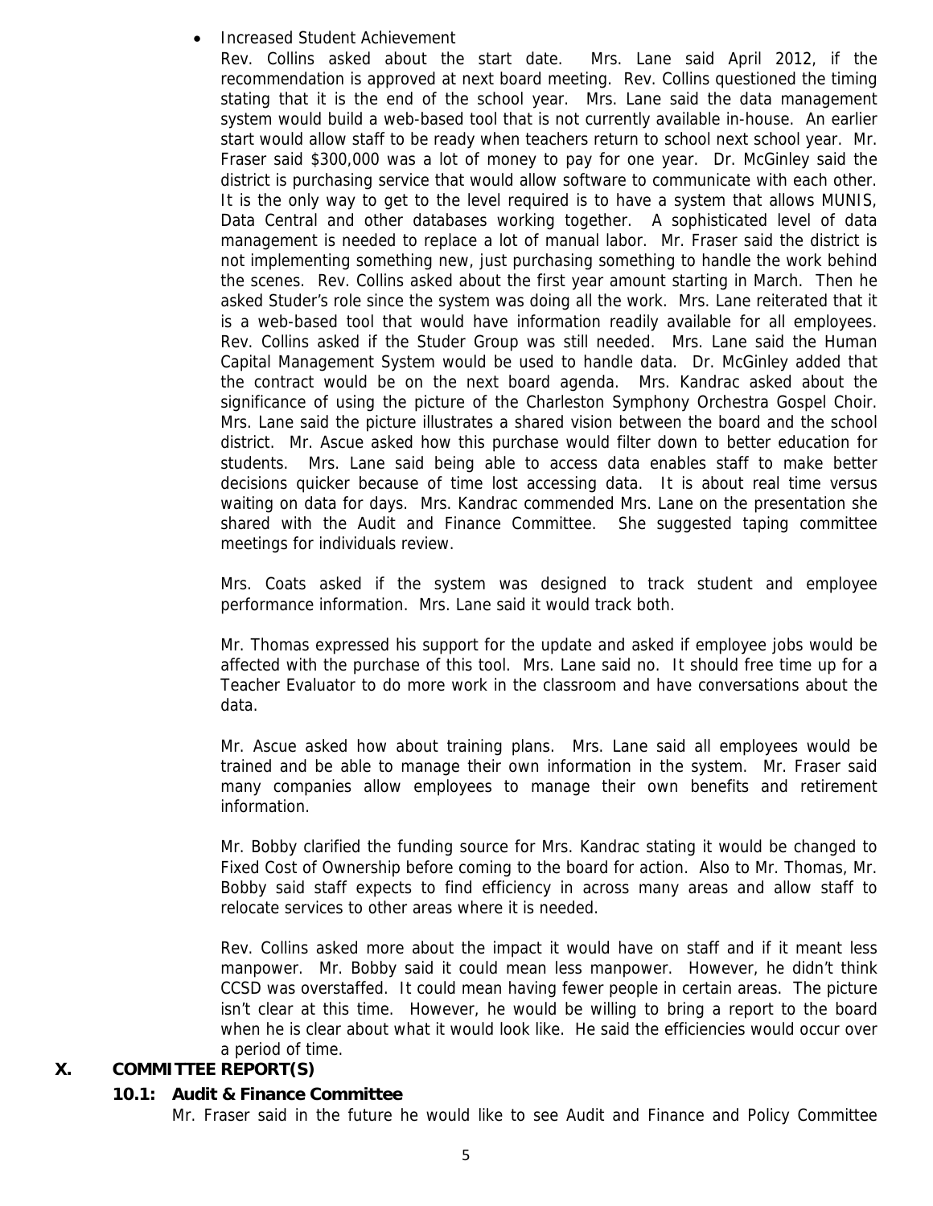- Increased Student Achievement

  Rev. Collins asked about the start date. Mrs. Lane said April 2012, if the recommendation is approved at next board meeting. Rev. Collins questioned the timing stating that it is the end of the school year. Mrs. Lane said the data management system would build a web-based tool that is not currently available in-house. An earlier start would allow staff to be ready when teachers return to school next school year. Mr. Fraser said $300,000 was a lot of money to pay for one year. Dr. McGinley said the district is purchasing service that would allow software to communicate with each other. It is the only way to get to the level required is to have a system that allows MUNIS, Data Central and other databases working together. A sophisticated level of data management is needed to replace a lot of manual labor. Mr. Fraser said the district is not implementing something new, just purchasing something to handle the work behind the scenes. Rev. Collins asked about the first year amount starting in March. Then he asked Studer's role since the system was doing all the work. Mrs. Lane reiterated that it is a web-based tool that would have information readily available for all employees. Rev. Collins asked if the Studer Group was still needed. Mrs. Lane said the Human Capital Management System would be used to handle data. Dr. McGinley added that the contract would be on the next board agenda. Mrs. Kandrac asked about the significance of using the picture of the Charleston Symphony Orchestra Gospel Choir. Mrs. Lane said the picture illustrates a shared vision between the board and the school district. Mr. Ascue asked how this purchase would filter down to better education for students. Mrs. Lane said being able to access data enables staff to make better decisions quicker because of time lost accessing data. It is about real time versus waiting on data for days. Mrs. Kandrac commended Mrs. Lane on the presentation she shared with the Audit and Finance Committee. She suggested taping committee meetings for individuals review.

  Mrs. Coats asked if the system was designed to track student and employee performance information. Mrs. Lane said it would track both.

  Mr. Thomas expressed his support for the update and asked if employee jobs would be affected with the purchase of this tool. Mrs. Lane said no. It should free time up for a Teacher Evaluator to do more work in the classroom and have conversations about the data.

  Mr. Ascue asked how about training plans. Mrs. Lane said all employees would be trained and be able to manage their own information in the system. Mr. Fraser said many companies allow employees to manage their own benefits and retirement information.

  Mr. Bobby clarified the funding source for Mrs. Kandrac stating it would be changed to Fixed Cost of Ownership before coming to the board for action. Also to Mr. Thomas, Mr. Bobby said staff expects to find efficiency in across many areas and allow staff to relocate services to other areas where it is needed.

  Rev. Collins asked more about the impact it would have on staff and if it meant less manpower. Mr. Bobby said it could mean less manpower. However, he didn't think CCSD was overstaffed. It could mean having fewer people in certain areas. The picture isn't clear at this time. However, he would be willing to bring a report to the board when he is clear about what it would look like. He said the efficiencies would occur over a period of time.

## X. COMMITTEE REPORT(S)

### 10.1: Audit & Finance Committee

Mr. Fraser said in the future he would like to see Audit and Finance and Policy Committee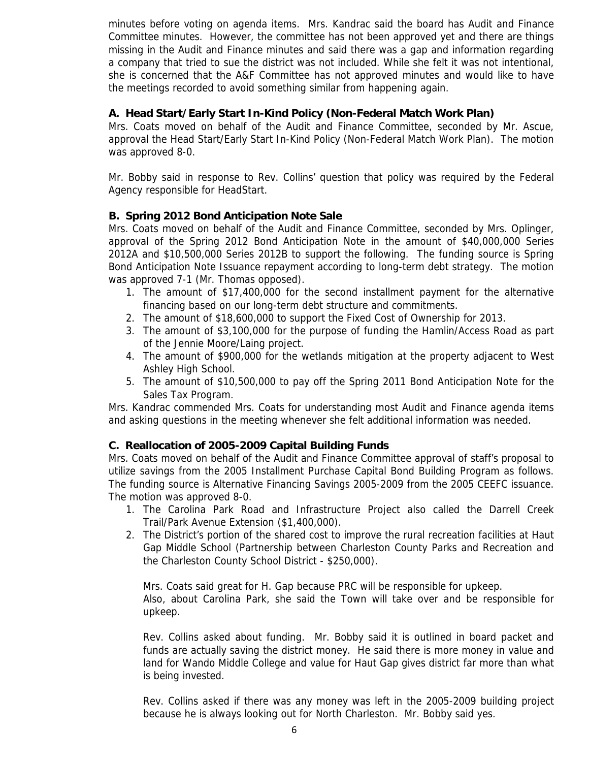minutes before voting on agenda items. Mrs. Kandrac said the board has Audit and Finance Committee minutes. However, the committee has not been approved yet and there are things missing in the Audit and Finance minutes and said there was a gap and information regarding a company that tried to sue the district was not included. While she felt it was not intentional, she is concerned that the A&F Committee has not approved minutes and would like to have the meetings recorded to avoid something similar from happening again.

**A. Head Start/Early Start In-Kind Policy (Non-Federal Match Work Plan)**

Mrs. Coats moved on behalf of the Audit and Finance Committee, seconded by Mr. Ascue, approval the Head Start/Early Start In-Kind Policy (Non-Federal Match Work Plan). The motion was approved 8-0.

Mr. Bobby said in response to Rev. Collins' question that policy was required by the Federal Agency responsible for HeadStart.

**B. Spring 2012 Bond Anticipation Note Sale**

Mrs. Coats moved on behalf of the Audit and Finance Committee, seconded by Mrs. Oplinger, approval of the Spring 2012 Bond Anticipation Note in the amount of $40,000,000 Series 2012A and $10,500,000 Series 2012B to support the following. The funding source is Spring Bond Anticipation Note Issuance repayment according to long-term debt strategy. The motion was approved 7-1 (Mr. Thomas opposed).

1. The amount of $17,400,000 for the second installment payment for the alternative financing based on our long-term debt structure and commitments.
2. The amount of $18,600,000 to support the Fixed Cost of Ownership for 2013.
3. The amount of $3,100,000 for the purpose of funding the Hamlin/Access Road as part of the Jennie Moore/Laing project.
4. The amount of $900,000 for the wetlands mitigation at the property adjacent to West Ashley High School.
5. The amount of $10,500,000 to pay off the Spring 2011 Bond Anticipation Note for the Sales Tax Program.

Mrs. Kandrac commended Mrs. Coats for understanding most Audit and Finance agenda items and asking questions in the meeting whenever she felt additional information was needed.

**C. Reallocation of 2005-2009 Capital Building Funds**

Mrs. Coats moved on behalf of the Audit and Finance Committee approval of staff's proposal to utilize savings from the 2005 Installment Purchase Capital Bond Building Program as follows. The funding source is Alternative Financing Savings 2005-2009 from the 2005 CEEFC issuance. The motion was approved 8-0.

1. The Carolina Park Road and Infrastructure Project also called the Darrell Creek Trail/Park Avenue Extension ($1,400,000).
2. The District's portion of the shared cost to improve the rural recreation facilities at Haut Gap Middle School (Partnership between Charleston County Parks and Recreation and the Charleston County School District - $250,000).

   Mrs. Coats said great for H. Gap because PRC will be responsible for upkeep.
   Also, about Carolina Park, she said the Town will take over and be responsible for upkeep.

   Rev. Collins asked about funding. Mr. Bobby said it is outlined in board packet and funds are actually saving the district money. He said there is more money in value and land for Wando Middle College and value for Haut Gap gives district far more than what is being invested.

   Rev. Collins asked if there was any money was left in the 2005-2009 building project because he is always looking out for North Charleston. Mr. Bobby said yes.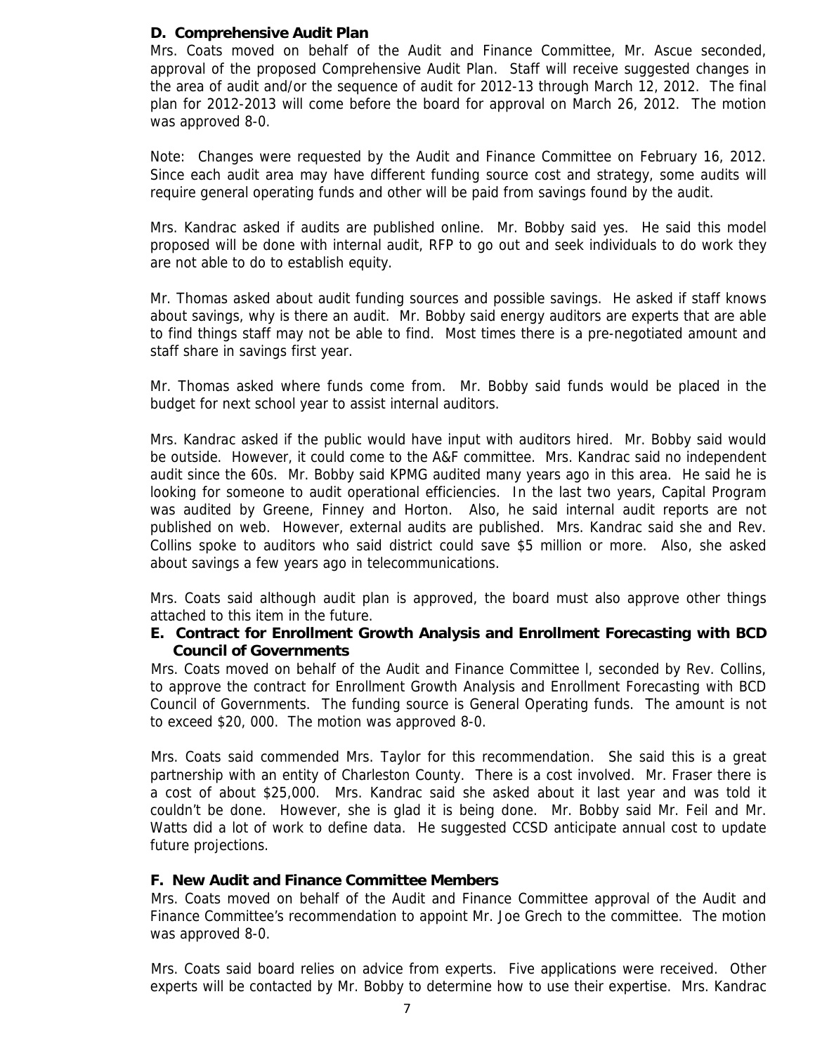**D. Comprehensive Audit Plan**

Mrs. Coats moved on behalf of the Audit and Finance Committee, Mr. Ascue seconded, approval of the proposed Comprehensive Audit Plan. Staff will receive suggested changes in the area of audit and/or the sequence of audit for 2012-13 through March 12, 2012. The final plan for 2012-2013 will come before the board for approval on March 26, 2012. The motion was approved 8-0.

Note: Changes were requested by the Audit and Finance Committee on February 16, 2012. Since each audit area may have different funding source cost and strategy, some audits will require general operating funds and other will be paid from savings found by the audit.

Mrs. Kandrac asked if audits are published online. Mr. Bobby said yes. He said this model proposed will be done with internal audit, RFP to go out and seek individuals to do work they are not able to do to establish equity.

Mr. Thomas asked about audit funding sources and possible savings. He asked if staff knows about savings, why is there an audit. Mr. Bobby said energy auditors are experts that are able to find things staff may not be able to find. Most times there is a pre-negotiated amount and staff share in savings first year.

Mr. Thomas asked where funds come from. Mr. Bobby said funds would be placed in the budget for next school year to assist internal auditors.

Mrs. Kandrac asked if the public would have input with auditors hired. Mr. Bobby said would be outside. However, it could come to the A&F committee. Mrs. Kandrac said no independent audit since the 60s. Mr. Bobby said KPMG audited many years ago in this area. He said he is looking for someone to audit operational efficiencies. In the last two years, Capital Program was audited by Greene, Finney and Horton. Also, he said internal audit reports are not published on web. However, external audits are published. Mrs. Kandrac said she and Rev. Collins spoke to auditors who said district could save $5 million or more. Also, she asked about savings a few years ago in telecommunications.

Mrs. Coats said although audit plan is approved, the board must also approve other things attached to this item in the future.

**E. Contract for Enrollment Growth Analysis and Enrollment Forecasting with BCD Council of Governments**

Mrs. Coats moved on behalf of the Audit and Finance Committee l, seconded by Rev. Collins, to approve the contract for Enrollment Growth Analysis and Enrollment Forecasting with BCD Council of Governments. The funding source is General Operating funds. The amount is not to exceed $20, 000. The motion was approved 8-0.

Mrs. Coats said commended Mrs. Taylor for this recommendation. She said this is a great partnership with an entity of Charleston County. There is a cost involved. Mr. Fraser there is a cost of about $25,000. Mrs. Kandrac said she asked about it last year and was told it couldn't be done. However, she is glad it is being done. Mr. Bobby said Mr. Feil and Mr. Watts did a lot of work to define data. He suggested CCSD anticipate annual cost to update future projections.

**F. New Audit and Finance Committee Members**

Mrs. Coats moved on behalf of the Audit and Finance Committee approval of the Audit and Finance Committee's recommendation to appoint Mr. Joe Grech to the committee. The motion was approved 8-0.

Mrs. Coats said board relies on advice from experts. Five applications were received. Other experts will be contacted by Mr. Bobby to determine how to use their expertise. Mrs. Kandrac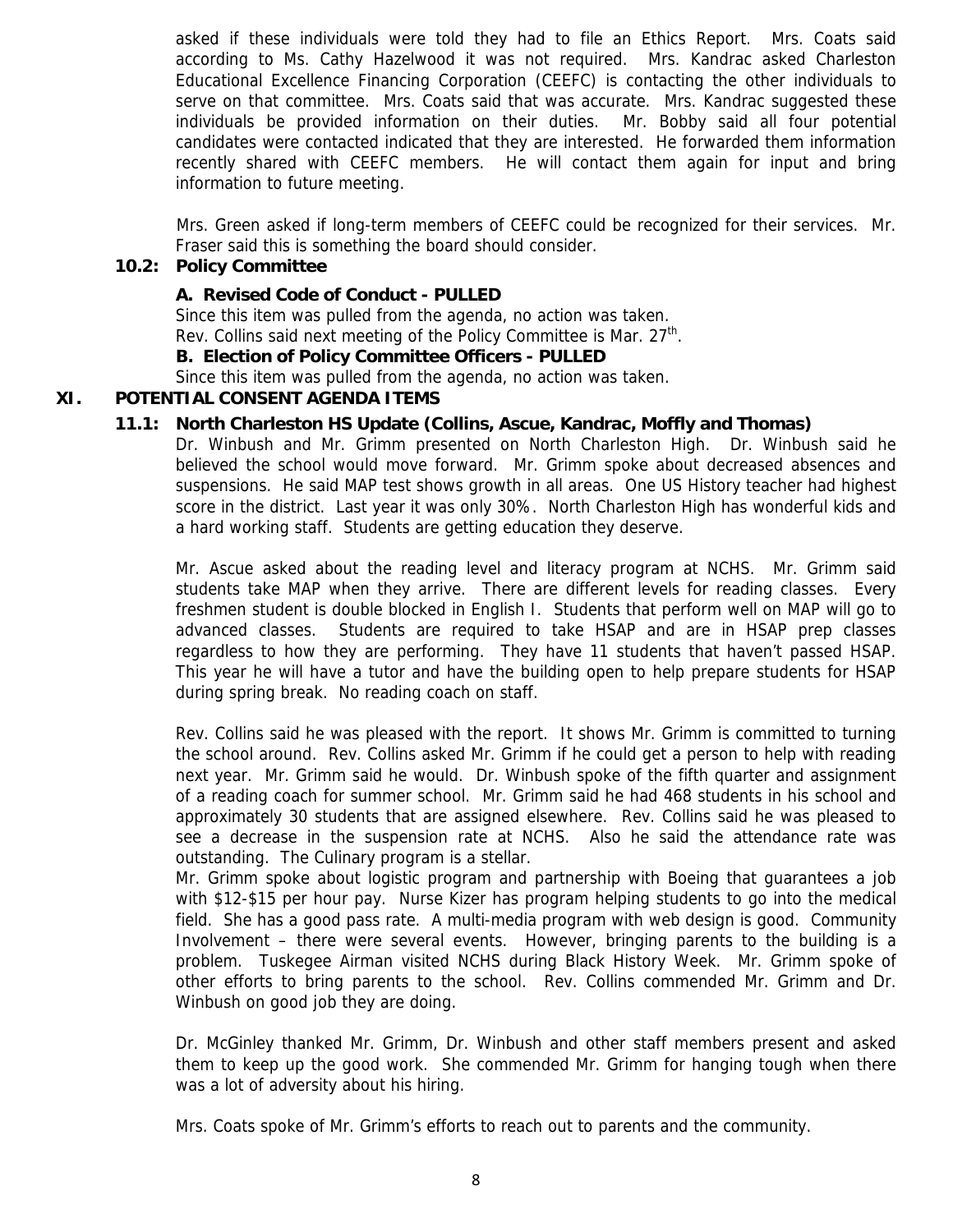asked if these individuals were told they had to file an Ethics Report. Mrs. Coats said according to Ms. Cathy Hazelwood it was not required. Mrs. Kandrac asked Charleston Educational Excellence Financing Corporation (CEEFC) is contacting the other individuals to serve on that committee. Mrs. Coats said that was accurate. Mrs. Kandrac suggested these individuals be provided information on their duties. Mr. Bobby said all four potential candidates were contacted indicated that they are interested. He forwarded them information recently shared with CEEFC members. He will contact them again for input and bring information to future meeting.

Mrs. Green asked if long-term members of CEEFC could be recognized for their services. Mr. Fraser said this is something the board should consider.

### 10.2: Policy Committee

**A. Revised Code of Conduct - PULLED**

Since this item was pulled from the agenda, no action was taken.
Rev. Collins said next meeting of the Policy Committee is Mar. 27th.

**B. Election of Policy Committee Officers - PULLED**

Since this item was pulled from the agenda, no action was taken.

## XI. POTENTIAL CONSENT AGENDA ITEMS

### 11.1: North Charleston HS Update (Collins, Ascue, Kandrac, Moffly and Thomas)

Dr. Winbush and Mr. Grimm presented on North Charleston High. Dr. Winbush said he believed the school would move forward. Mr. Grimm spoke about decreased absences and suspensions. He said MAP test shows growth in all areas. One US History teacher had highest score in the district. Last year it was only 30%. North Charleston High has wonderful kids and a hard working staff. Students are getting education they deserve.

Mr. Ascue asked about the reading level and literacy program at NCHS. Mr. Grimm said students take MAP when they arrive. There are different levels for reading classes. Every freshmen student is double blocked in English I. Students that perform well on MAP will go to advanced classes. Students are required to take HSAP and are in HSAP prep classes regardless to how they are performing. They have 11 students that haven't passed HSAP. This year he will have a tutor and have the building open to help prepare students for HSAP during spring break. No reading coach on staff.

Rev. Collins said he was pleased with the report. It shows Mr. Grimm is committed to turning the school around. Rev. Collins asked Mr. Grimm if he could get a person to help with reading next year. Mr. Grimm said he would. Dr. Winbush spoke of the fifth quarter and assignment of a reading coach for summer school. Mr. Grimm said he had 468 students in his school and approximately 30 students that are assigned elsewhere. Rev. Collins said he was pleased to see a decrease in the suspension rate at NCHS. Also he said the attendance rate was outstanding. The Culinary program is a stellar.

Mr. Grimm spoke about logistic program and partnership with Boeing that guarantees a job with $12-$15 per hour pay. Nurse Kizer has program helping students to go into the medical field. She has a good pass rate. A multi-media program with web design is good. Community Involvement – there were several events. However, bringing parents to the building is a problem. Tuskegee Airman visited NCHS during Black History Week. Mr. Grimm spoke of other efforts to bring parents to the school. Rev. Collins commended Mr. Grimm and Dr. Winbush on good job they are doing.

Dr. McGinley thanked Mr. Grimm, Dr. Winbush and other staff members present and asked them to keep up the good work. She commended Mr. Grimm for hanging tough when there was a lot of adversity about his hiring.

Mrs. Coats spoke of Mr. Grimm's efforts to reach out to parents and the community.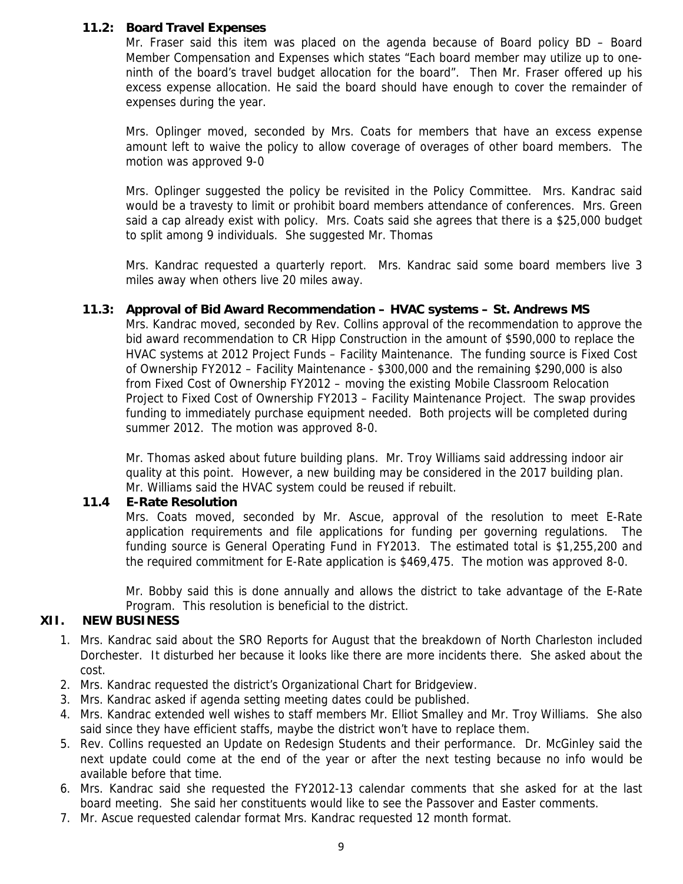### 11.2: Board Travel Expenses

Mr. Fraser said this item was placed on the agenda because of Board policy BD – Board Member Compensation and Expenses which states "Each board member may utilize up to one-ninth of the board's travel budget allocation for the board". Then Mr. Fraser offered up his excess expense allocation. He said the board should have enough to cover the remainder of expenses during the year.

Mrs. Oplinger moved, seconded by Mrs. Coats for members that have an excess expense amount left to waive the policy to allow coverage of overages of other board members. The motion was approved 9-0

Mrs. Oplinger suggested the policy be revisited in the Policy Committee. Mrs. Kandrac said would be a travesty to limit or prohibit board members attendance of conferences. Mrs. Green said a cap already exist with policy. Mrs. Coats said she agrees that there is a $25,000 budget to split among 9 individuals. She suggested Mr. Thomas

Mrs. Kandrac requested a quarterly report. Mrs. Kandrac said some board members live 3 miles away when others live 20 miles away.

### 11.3: Approval of Bid Award Recommendation – HVAC systems – St. Andrews MS

Mrs. Kandrac moved, seconded by Rev. Collins approval of the recommendation to approve the bid award recommendation to CR Hipp Construction in the amount of $590,000 to replace the HVAC systems at 2012 Project Funds – Facility Maintenance. The funding source is Fixed Cost of Ownership FY2012 – Facility Maintenance - $300,000 and the remaining $290,000 is also from Fixed Cost of Ownership FY2012 – moving the existing Mobile Classroom Relocation Project to Fixed Cost of Ownership FY2013 – Facility Maintenance Project. The swap provides funding to immediately purchase equipment needed. Both projects will be completed during summer 2012. The motion was approved 8-0.

Mr. Thomas asked about future building plans. Mr. Troy Williams said addressing indoor air quality at this point. However, a new building may be considered in the 2017 building plan. Mr. Williams said the HVAC system could be reused if rebuilt.

### 11.4 E-Rate Resolution

Mrs. Coats moved, seconded by Mr. Ascue, approval of the resolution to meet E-Rate application requirements and file applications for funding per governing regulations. The funding source is General Operating Fund in FY2013. The estimated total is $1,255,200 and the required commitment for E-Rate application is $469,475. The motion was approved 8-0.

Mr. Bobby said this is done annually and allows the district to take advantage of the E-Rate Program. This resolution is beneficial to the district.

## XII. NEW BUSINESS

1. Mrs. Kandrac said about the SRO Reports for August that the breakdown of North Charleston included Dorchester. It disturbed her because it looks like there are more incidents there. She asked about the cost.
2. Mrs. Kandrac requested the district's Organizational Chart for Bridgeview.
3. Mrs. Kandrac asked if agenda setting meeting dates could be published.
4. Mrs. Kandrac extended well wishes to staff members Mr. Elliot Smalley and Mr. Troy Williams. She also said since they have efficient staffs, maybe the district won't have to replace them.
5. Rev. Collins requested an Update on Redesign Students and their performance. Dr. McGinley said the next update could come at the end of the year or after the next testing because no info would be available before that time.
6. Mrs. Kandrac said she requested the FY2012-13 calendar comments that she asked for at the last board meeting. She said her constituents would like to see the Passover and Easter comments.
7. Mr. Ascue requested calendar format Mrs. Kandrac requested 12 month format.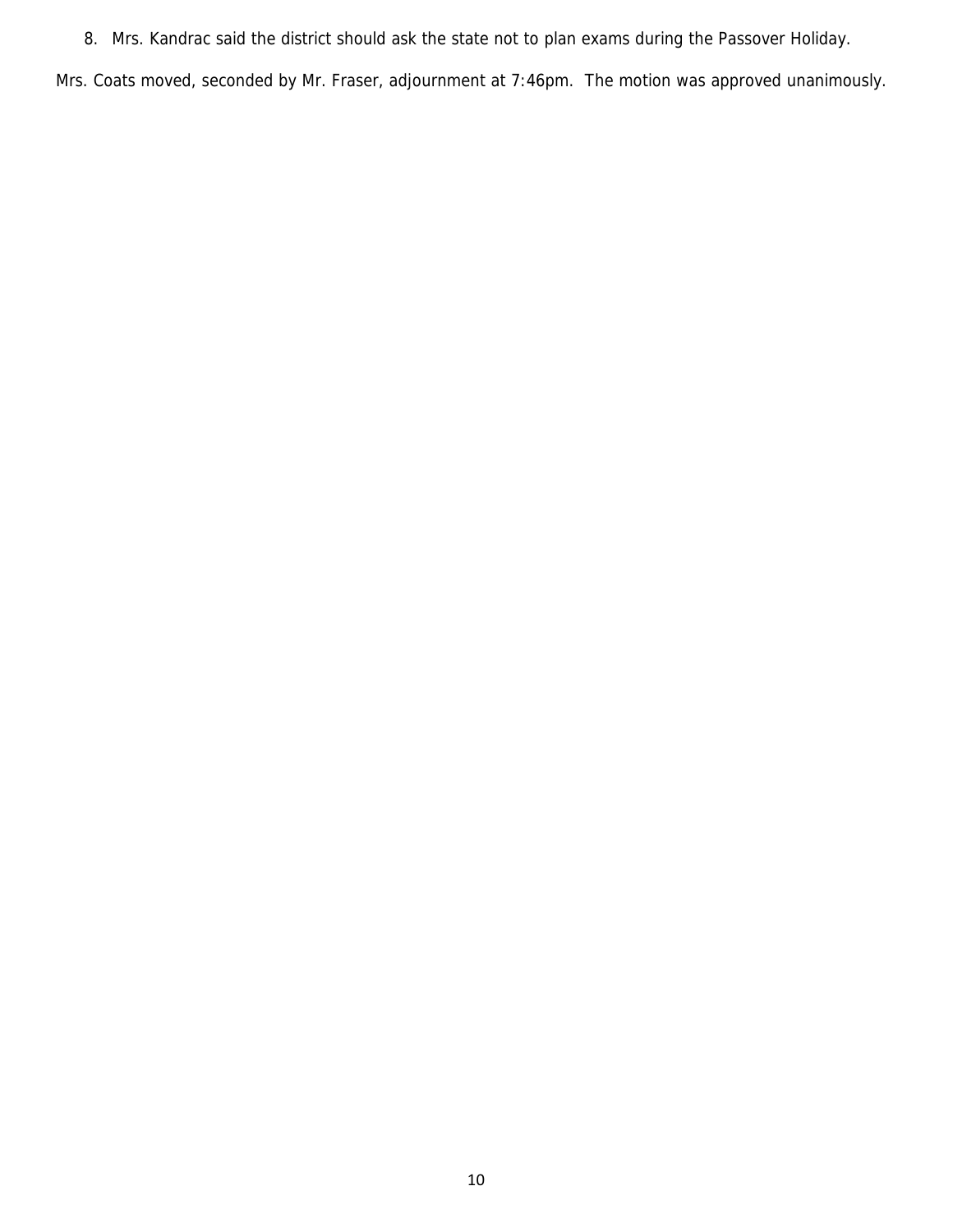8. Mrs. Kandrac said the district should ask the state not to plan exams during the Passover Holiday.

Mrs. Coats moved, seconded by Mr. Fraser, adjournment at 7:46pm. The motion was approved unanimously.